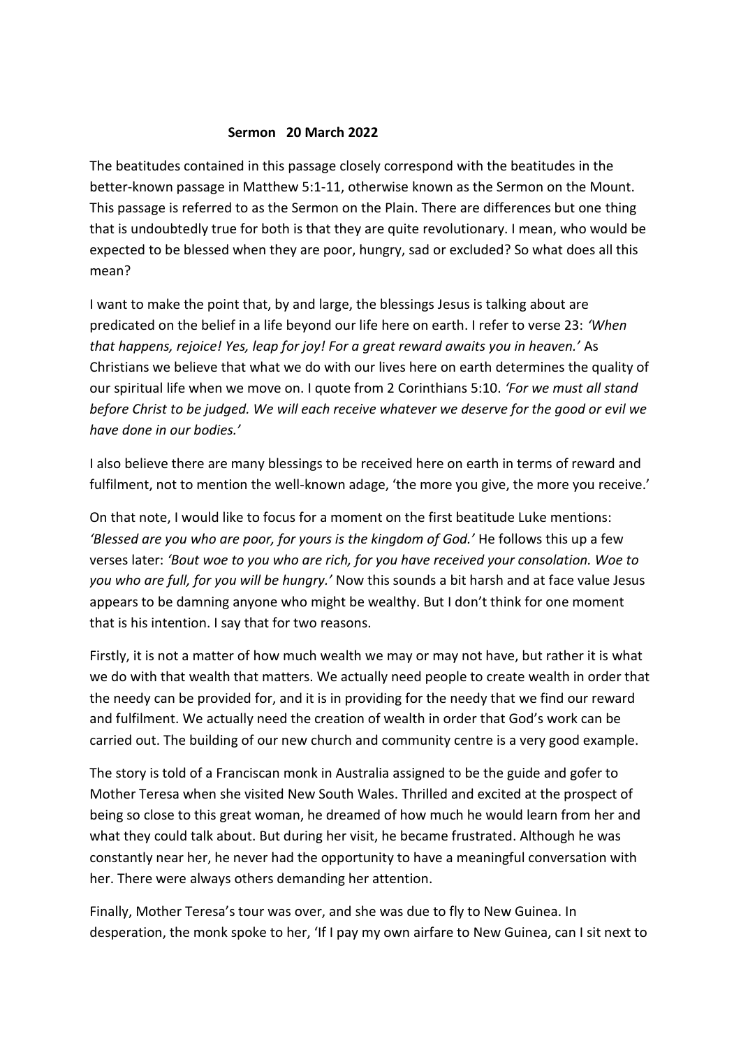**Sermon 20 March 2022**

The beatitudes contained in this passage closely correspond with the beatitudes in the better-known passage in Matthew 5:1-11, otherwise known as the Sermon on the Mount. This passage is referred to as the Sermon on the Plain. There are differences but one thing that is undoubtedly true for both is that they are quite revolutionary. I mean, who would be expected to be blessed when they are poor, hungry, sad or excluded? So what does all this mean?

I want to make the point that, by and large, the blessings Jesus is talking about are predicated on the belief in a life beyond our life here on earth. I refer to verse 23: *'When that happens, rejoice! Yes, leap for joy! For a great reward awaits you in heaven.'* As Christians we believe that what we do with our lives here on earth determines the quality of our spiritual life when we move on. I quote from 2 Corinthians 5:10. *'For we must all stand before Christ to be judged. We will each receive whatever we deserve for the good or evil we have done in our bodies.'*

I also believe there are many blessings to be received here on earth in terms of reward and fulfilment, not to mention the well-known adage, 'the more you give, the more you receive.'

On that note, I would like to focus for a moment on the first beatitude Luke mentions: *'Blessed are you who are poor, for yours is the kingdom of God.'* He follows this up a few verses later: *'Bout woe to you who are rich, for you have received your consolation. Woe to you who are full, for you will be hungry.'* Now this sounds a bit harsh and at face value Jesus appears to be damning anyone who might be wealthy. But I don't think for one moment that is his intention. I say that for two reasons.

Firstly, it is not a matter of how much wealth we may or may not have, but rather it is what we do with that wealth that matters. We actually need people to create wealth in order that the needy can be provided for, and it is in providing for the needy that we find our reward and fulfilment. We actually need the creation of wealth in order that God's work can be carried out. The building of our new church and community centre is a very good example.

The story is told of a Franciscan monk in Australia assigned to be the guide and gofer to Mother Teresa when she visited New South Wales. Thrilled and excited at the prospect of being so close to this great woman, he dreamed of how much he would learn from her and what they could talk about. But during her visit, he became frustrated. Although he was constantly near her, he never had the opportunity to have a meaningful conversation with her. There were always others demanding her attention.

Finally, Mother Teresa's tour was over, and she was due to fly to New Guinea. In desperation, the monk spoke to her, 'If I pay my own airfare to New Guinea, can I sit next to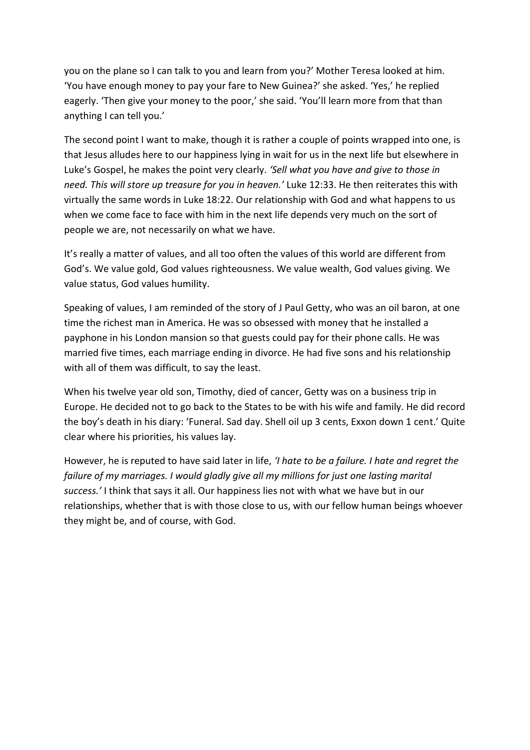you on the plane so I can talk to you and learn from you?' Mother Teresa looked at him. 'You have enough money to pay your fare to New Guinea?' she asked. 'Yes,' he replied eagerly. 'Then give your money to the poor,' she said. 'You'll learn more from that than anything I can tell you.'

The second point I want to make, though it is rather a couple of points wrapped into one, is that Jesus alludes here to our happiness lying in wait for us in the next life but elsewhere in Luke's Gospel, he makes the point very clearly. *'Sell what you have and give to those in need. This will store up treasure for you in heaven.'* Luke 12:33. He then reiterates this with virtually the same words in Luke 18:22. Our relationship with God and what happens to us when we come face to face with him in the next life depends very much on the sort of people we are, not necessarily on what we have.

It's really a matter of values, and all too often the values of this world are different from God's. We value gold, God values righteousness. We value wealth, God values giving. We value status, God values humility.

Speaking of values, I am reminded of the story of J Paul Getty, who was an oil baron, at one time the richest man in America. He was so obsessed with money that he installed a payphone in his London mansion so that guests could pay for their phone calls. He was married five times, each marriage ending in divorce. He had five sons and his relationship with all of them was difficult, to say the least.

When his twelve year old son, Timothy, died of cancer, Getty was on a business trip in Europe. He decided not to go back to the States to be with his wife and family. He did record the boy's death in his diary: 'Funeral. Sad day. Shell oil up 3 cents, Exxon down 1 cent.' Quite clear where his priorities, his values lay.

However, he is reputed to have said later in life, *'I hate to be a failure. I hate and regret the failure of my marriages. I would gladly give all my millions for just one lasting marital success.'* I think that says it all. Our happiness lies not with what we have but in our relationships, whether that is with those close to us, with our fellow human beings whoever they might be, and of course, with God.